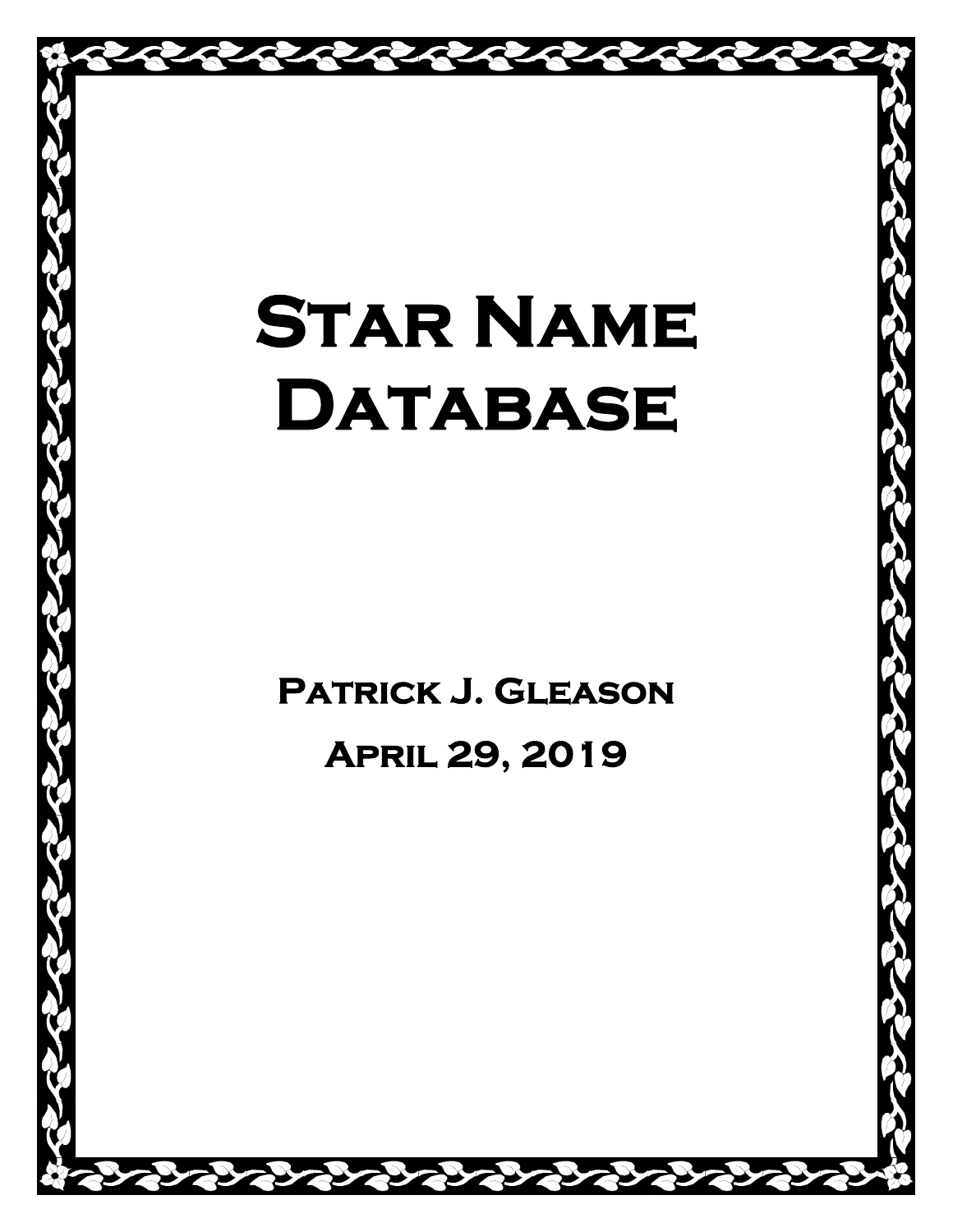# Star Name Database

**Patrick J. Gleason**

**April 29, 2019**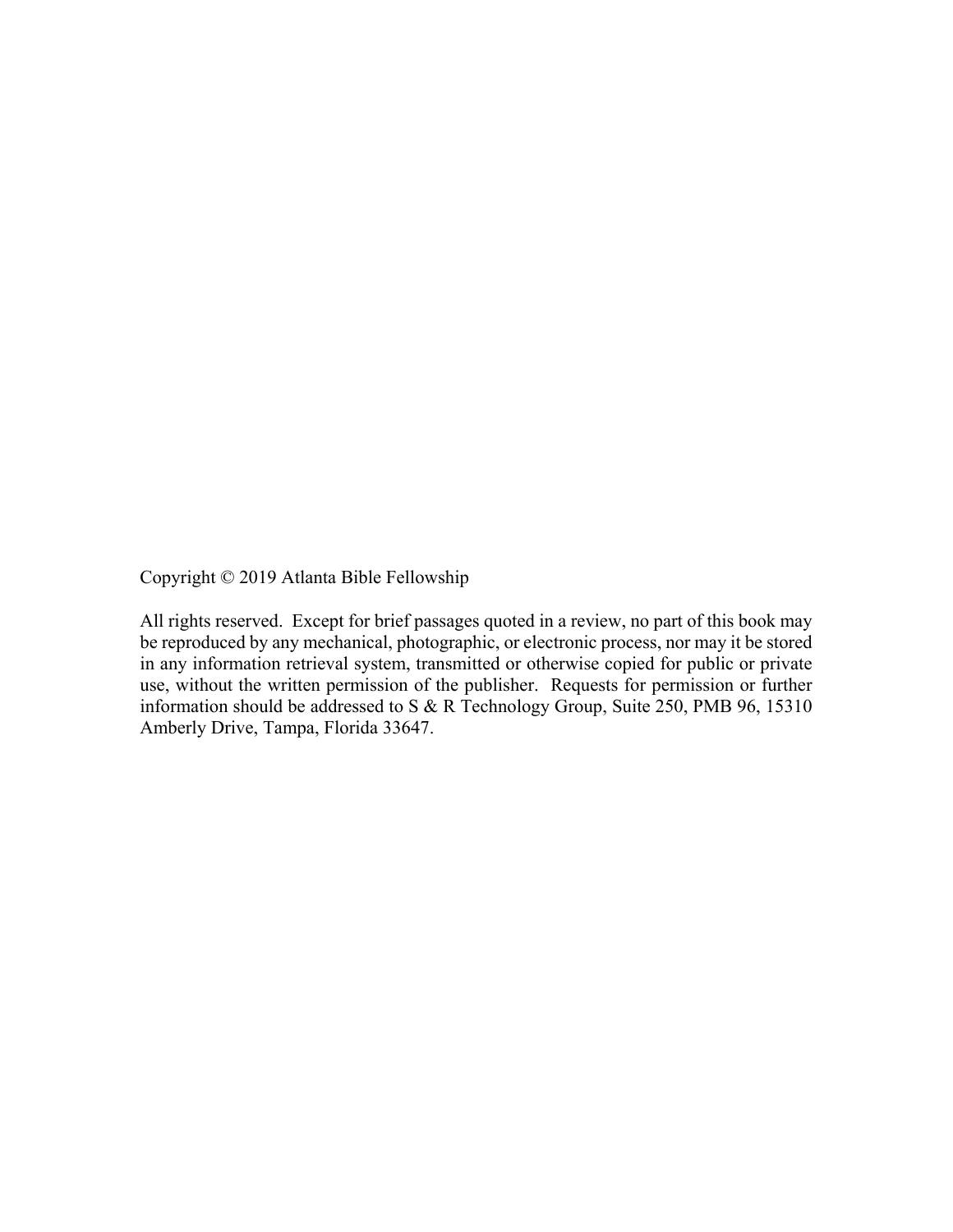Copyright © 2019 Atlanta Bible Fellowship

All rights reserved. Except for brief passages quoted in a review, no part of this book may be reproduced by any mechanical, photographic, or electronic process, nor may it be stored in any information retrieval system, transmitted or otherwise copied for public or private use, without the written permission of the publisher. Requests for permission or further information should be addressed to S & R Technology Group, Suite 250, PMB 96, 15310 Amberly Drive, Tampa, Florida 33647.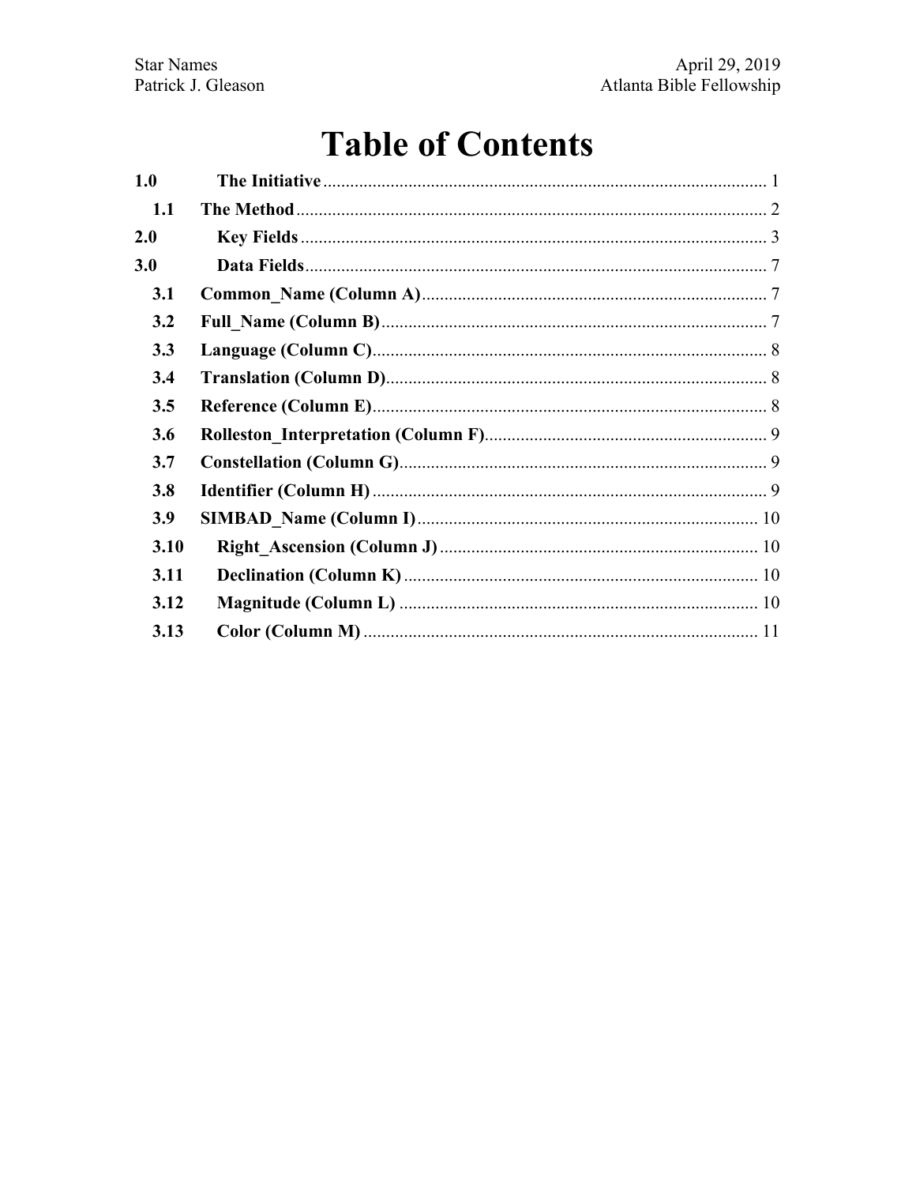# Table of Contents

- **1.0 The Initiative** .......... 1
  - **1.1 The Method** .......... 2
- **2.0 Key Fields** .......... 3
- **3.0 Data Fields** .......... 7
  - **3.1 Common_Name (Column A)** .......... 7
  - **3.2 Full_Name (Column B)** .......... 7
  - **3.3 Language (Column C)** .......... 8
  - **3.4 Translation (Column D)** .......... 8
  - **3.5 Reference (Column E)** .......... 8
  - **3.6 Rolleston_Interpretation (Column F)** .......... 9
  - **3.7 Constellation (Column G)** .......... 9
  - **3.8 Identifier (Column H)** .......... 9
  - **3.9 SIMBAD_Name (Column I)** .......... 10
  - **3.10 Right_Ascension (Column J)** .......... 10
  - **3.11 Declination (Column K)** .......... 10
  - **3.12 Magnitude (Column L)** .......... 10
  - **3.13 Color (Column M)** .......... 11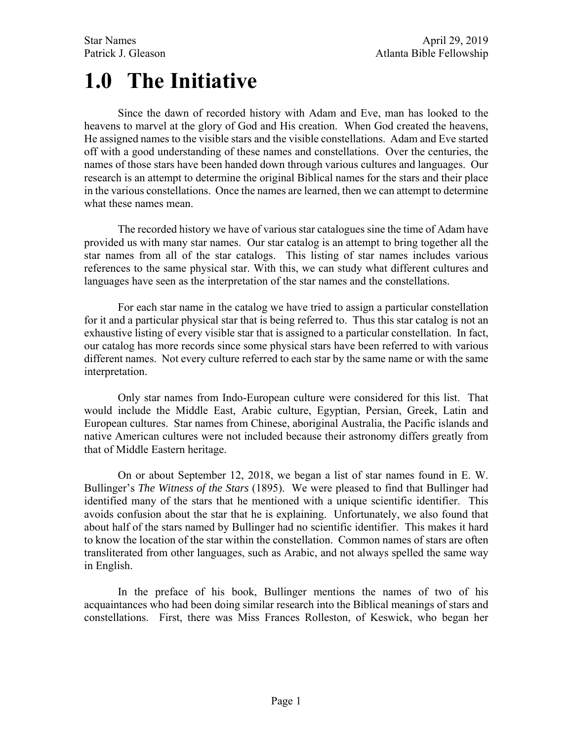# 1.0 The Initiative

Since the dawn of recorded history with Adam and Eve, man has looked to the heavens to marvel at the glory of God and His creation. When God created the heavens, He assigned names to the visible stars and the visible constellations. Adam and Eve started off with a good understanding of these names and constellations. Over the centuries, the names of those stars have been handed down through various cultures and languages. Our research is an attempt to determine the original Biblical names for the stars and their place in the various constellations. Once the names are learned, then we can attempt to determine what these names mean.

The recorded history we have of various star catalogues sine the time of Adam have provided us with many star names. Our star catalog is an attempt to bring together all the star names from all of the star catalogs. This listing of star names includes various references to the same physical star. With this, we can study what different cultures and languages have seen as the interpretation of the star names and the constellations.

For each star name in the catalog we have tried to assign a particular constellation for it and a particular physical star that is being referred to. Thus this star catalog is not an exhaustive listing of every visible star that is assigned to a particular constellation. In fact, our catalog has more records since some physical stars have been referred to with various different names. Not every culture referred to each star by the same name or with the same interpretation.

Only star names from Indo-European culture were considered for this list. That would include the Middle East, Arabic culture, Egyptian, Persian, Greek, Latin and European cultures. Star names from Chinese, aboriginal Australia, the Pacific islands and native American cultures were not included because their astronomy differs greatly from that of Middle Eastern heritage.

On or about September 12, 2018, we began a list of star names found in E. W. Bullinger's *The Witness of the Stars* (1895). We were pleased to find that Bullinger had identified many of the stars that he mentioned with a unique scientific identifier. This avoids confusion about the star that he is explaining. Unfortunately, we also found that about half of the stars named by Bullinger had no scientific identifier. This makes it hard to know the location of the star within the constellation. Common names of stars are often transliterated from other languages, such as Arabic, and not always spelled the same way in English.

In the preface of his book, Bullinger mentions the names of two of his acquaintances who had been doing similar research into the Biblical meanings of stars and constellations. First, there was Miss Frances Rolleston, of Keswick, who began her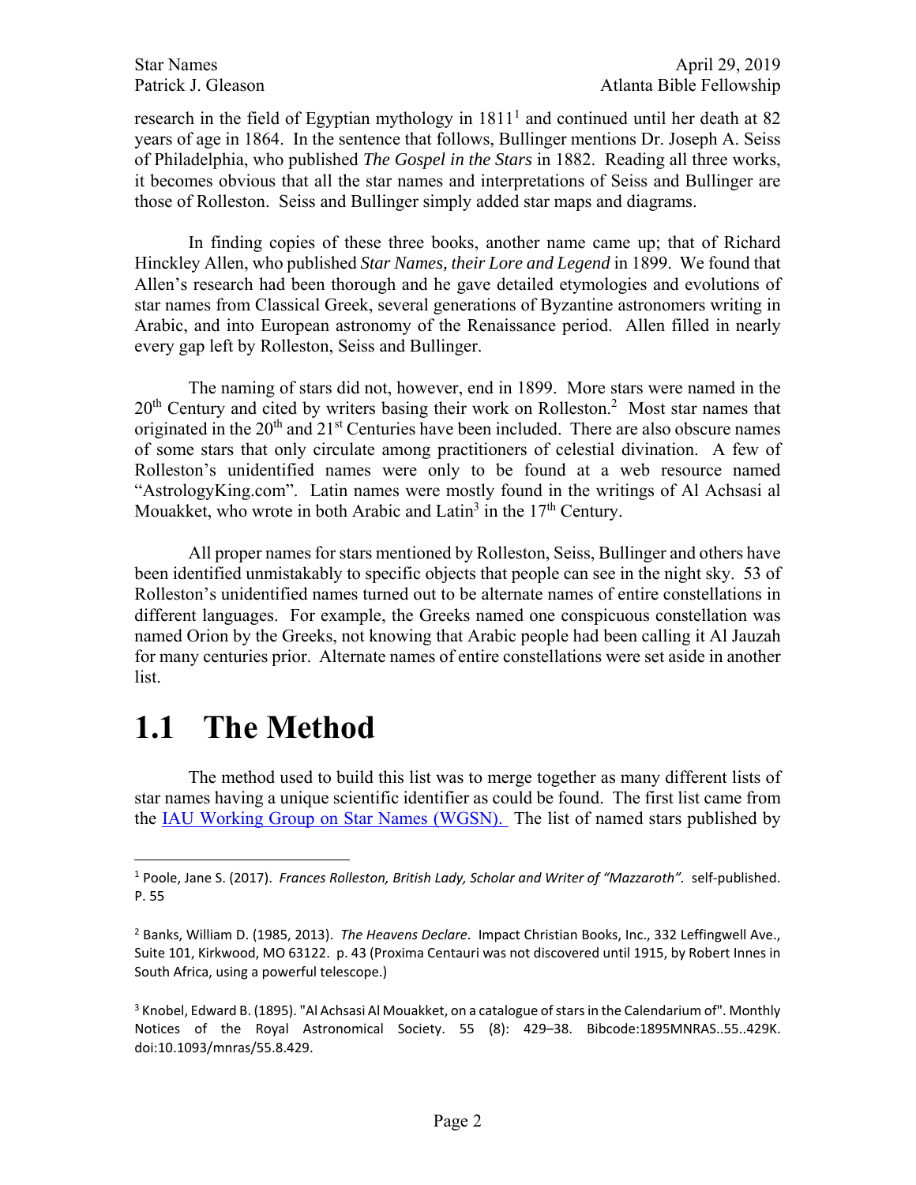research in the field of Egyptian mythology in 1811[1] and continued until her death at 82 years of age in 1864. In the sentence that follows, Bullinger mentions Dr. Joseph A. Seiss of Philadelphia, who published *The Gospel in the Stars* in 1882. Reading all three works, it becomes obvious that all the star names and interpretations of Seiss and Bullinger are those of Rolleston. Seiss and Bullinger simply added star maps and diagrams.

In finding copies of these three books, another name came up; that of Richard Hinckley Allen, who published *Star Names, their Lore and Legend* in 1899. We found that Allen's research had been thorough and he gave detailed etymologies and evolutions of star names from Classical Greek, several generations of Byzantine astronomers writing in Arabic, and into European astronomy of the Renaissance period. Allen filled in nearly every gap left by Rolleston, Seiss and Bullinger.

The naming of stars did not, however, end in 1899. More stars were named in the 20th Century and cited by writers basing their work on Rolleston.[2] Most star names that originated in the 20th and 21st Centuries have been included. There are also obscure names of some stars that only circulate among practitioners of celestial divination. A few of Rolleston's unidentified names were only to be found at a web resource named "AstrologyKing.com". Latin names were mostly found in the writings of Al Achsasi al Mouakket, who wrote in both Arabic and Latin[3] in the 17th Century.

All proper names for stars mentioned by Rolleston, Seiss, Bullinger and others have been identified unmistakably to specific objects that people can see in the night sky. 53 of Rolleston's unidentified names turned out to be alternate names of entire constellations in different languages. For example, the Greeks named one conspicuous constellation was named Orion by the Greeks, not knowing that Arabic people had been calling it Al Jauzah for many centuries prior. Alternate names of entire constellations were set aside in another list.

# 1.1 The Method

The method used to build this list was to merge together as many different lists of star names having a unique scientific identifier as could be found. The first list came from the IAU Working Group on Star Names (WGSN). The list of named stars published by

---

[1] Poole, Jane S. (2017). *Frances Rolleston, British Lady, Scholar and Writer of "Mazzaroth"*. self-published. P. 55

[2] Banks, William D. (1985, 2013). *The Heavens Declare*. Impact Christian Books, Inc., 332 Leffingwell Ave., Suite 101, Kirkwood, MO 63122. p. 43 (Proxima Centauri was not discovered until 1915, by Robert Innes in South Africa, using a powerful telescope.)

[3] Knobel, Edward B. (1895). "Al Achsasi Al Mouakket, on a catalogue of stars in the Calendarium of". Monthly Notices of the Royal Astronomical Society. 55 (8): 429–38. Bibcode:1895MNRAS..55..429K. doi:10.1093/mnras/55.8.429.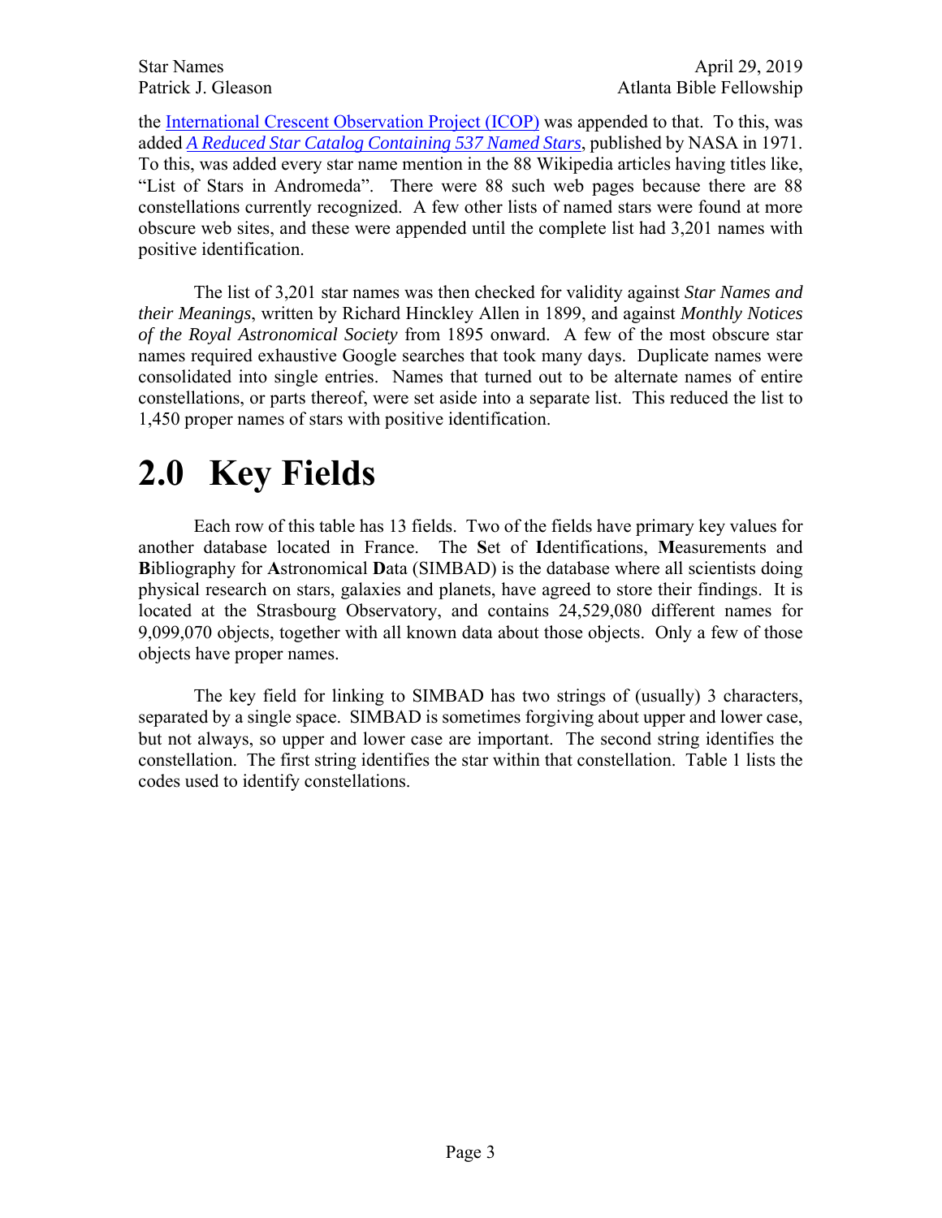the International Crescent Observation Project (ICOP) was appended to that. To this, was added *A Reduced Star Catalog Containing 537 Named Stars*, published by NASA in 1971. To this, was added every star name mention in the 88 Wikipedia articles having titles like, "List of Stars in Andromeda". There were 88 such web pages because there are 88 constellations currently recognized. A few other lists of named stars were found at more obscure web sites, and these were appended until the complete list had 3,201 names with positive identification.

The list of 3,201 star names was then checked for validity against *Star Names and their Meanings*, written by Richard Hinckley Allen in 1899, and against *Monthly Notices of the Royal Astronomical Society* from 1895 onward. A few of the most obscure star names required exhaustive Google searches that took many days. Duplicate names were consolidated into single entries. Names that turned out to be alternate names of entire constellations, or parts thereof, were set aside into a separate list. This reduced the list to 1,450 proper names of stars with positive identification.

# 2.0 Key Fields

Each row of this table has 13 fields. Two of the fields have primary key values for another database located in France. The **S**et of **I**dentifications, **M**easurements and **B**ibliography for **A**stronomical **D**ata (SIMBAD) is the database where all scientists doing physical research on stars, galaxies and planets, have agreed to store their findings. It is located at the Strasbourg Observatory, and contains 24,529,080 different names for 9,099,070 objects, together with all known data about those objects. Only a few of those objects have proper names.

The key field for linking to SIMBAD has two strings of (usually) 3 characters, separated by a single space. SIMBAD is sometimes forgiving about upper and lower case, but not always, so upper and lower case are important. The second string identifies the constellation. The first string identifies the star within that constellation. Table 1 lists the codes used to identify constellations.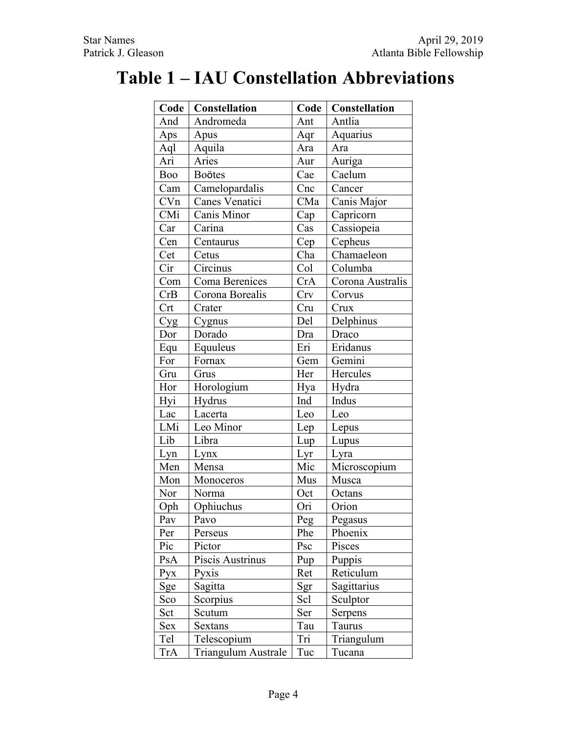# Table 1 – IAU Constellation Abbreviations

| Code | Constellation | Code | Constellation |
|---|---|---|---|
| And | Andromeda | Ant | Antlia |
| Aps | Apus | Aqr | Aquarius |
| Aql | Aquila | Ara | Ara |
| Ari | Aries | Aur | Auriga |
| Boo | Boötes | Cae | Caelum |
| Cam | Camelopardalis | Cnc | Cancer |
| CVn | Canes Venatici | CMa | Canis Major |
| CMi | Canis Minor | Cap | Capricorn |
| Car | Carina | Cas | Cassiopeia |
| Cen | Centaurus | Cep | Cepheus |
| Cet | Cetus | Cha | Chamaeleon |
| Cir | Circinus | Col | Columba |
| Com | Coma Berenices | CrA | Corona Australis |
| CrB | Corona Borealis | Crv | Corvus |
| Crt | Crater | Cru | Crux |
| Cyg | Cygnus | Del | Delphinus |
| Dor | Dorado | Dra | Draco |
| Equ | Equuleus | Eri | Eridanus |
| For | Fornax | Gem | Gemini |
| Gru | Grus | Her | Hercules |
| Hor | Horologium | Hya | Hydra |
| Hyi | Hydrus | Ind | Indus |
| Lac | Lacerta | Leo | Leo |
| LMi | Leo Minor | Lep | Lepus |
| Lib | Libra | Lup | Lupus |
| Lyn | Lynx | Lyr | Lyra |
| Men | Mensa | Mic | Microscopium |
| Mon | Monoceros | Mus | Musca |
| Nor | Norma | Oct | Octans |
| Oph | Ophiuchus | Ori | Orion |
| Pav | Pavo | Peg | Pegasus |
| Per | Perseus | Phe | Phoenix |
| Pic | Pictor | Psc | Pisces |
| PsA | Piscis Austrinus | Pup | Puppis |
| Pyx | Pyxis | Ret | Reticulum |
| Sge | Sagitta | Sgr | Sagittarius |
| Sco | Scorpius | Scl | Sculptor |
| Sct | Scutum | Ser | Serpens |
| Sex | Sextans | Tau | Taurus |
| Tel | Telescopium | Tri | Triangulum |
| TrA | Triangulum Australe | Tuc | Tucana |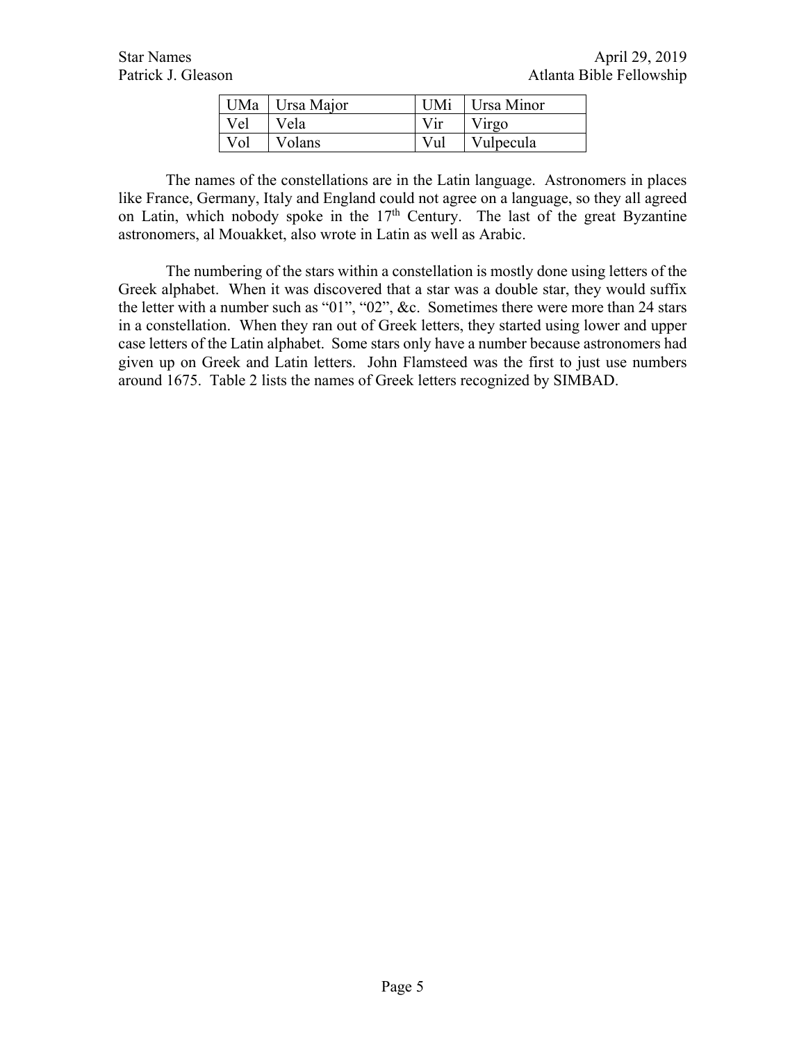| UMa | Ursa Major | UMi | Ursa Minor |
|---|---|---|---|
| Vel | Vela | Vir | Virgo |
| Vol | Volans | Vul | Vulpecula |

The names of the constellations are in the Latin language. Astronomers in places like France, Germany, Italy and England could not agree on a language, so they all agreed on Latin, which nobody spoke in the 17th Century. The last of the great Byzantine astronomers, al Mouakket, also wrote in Latin as well as Arabic.

The numbering of the stars within a constellation is mostly done using letters of the Greek alphabet. When it was discovered that a star was a double star, they would suffix the letter with a number such as "01", "02", &c. Sometimes there were more than 24 stars in a constellation. When they ran out of Greek letters, they started using lower and upper case letters of the Latin alphabet. Some stars only have a number because astronomers had given up on Greek and Latin letters. John Flamsteed was the first to just use numbers around 1675. Table 2 lists the names of Greek letters recognized by SIMBAD.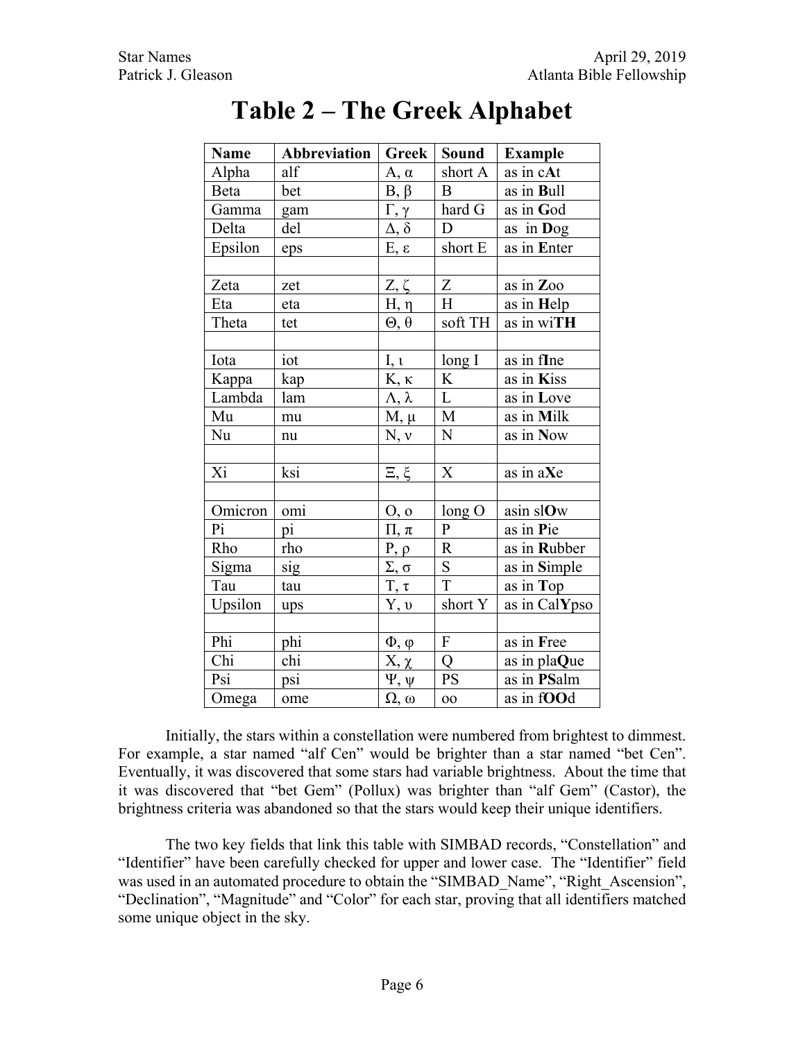# Table 2 – The Greek Alphabet

| Name | Abbreviation | Greek | Sound | Example |
|---|---|---|---|---|
| Alpha | alf | Α, α | short A | as in c**A**t |
| Beta | bet | Β, β | B | as in **B**ull |
| Gamma | gam | Γ, γ | hard G | as in **G**od |
| Delta | del | Δ, δ | D | as in **D**og |
| Epsilon | eps | Ε, ε | short E | as in **E**nter |
| | | | | |
| Zeta | zet | Ζ, ζ | Z | as in **Z**oo |
| Eta | eta | Η, η | H | as in **H**elp |
| Theta | tet | Θ, θ | soft TH | as in wi**TH** |
| | | | | |
| Iota | iot | Ι, ι | long I | as in f**I**ne |
| Kappa | kap | Κ, κ | K | as in **K**iss |
| Lambda | lam | Λ, λ | L | as in **L**ove |
| Mu | mu | Μ, μ | M | as in **M**ilk |
| Nu | nu | Ν, ν | N | as in **N**ow |
| | | | | |
| Xi | ksi | Ξ, ξ | X | as in a**X**e |
| | | | | |
| Omicron | omi | Ο, ο | long O | asin sl**O**w |
| Pi | pi | Π, π | P | as in **P**ie |
| Rho | rho | Ρ, ρ | R | as in **R**ubber |
| Sigma | sig | Σ, σ | S | as in **S**imple |
| Tau | tau | Τ, τ | T | as in **T**op |
| Upsilon | ups | Υ, υ | short Y | as in Cal**Y**pso |
| | | | | |
| Phi | phi | Φ, φ | F | as in **F**ree |
| Chi | chi | Χ, χ | Q | as in pla**Q**ue |
| Psi | psi | Ψ, ψ | PS | as in **PS**alm |
| Omega | ome | Ω, ω | oo | as in f**OO**d |

Initially, the stars within a constellation were numbered from brightest to dimmest. For example, a star named "alf Cen" would be brighter than a star named "bet Cen". Eventually, it was discovered that some stars had variable brightness. About the time that it was discovered that "bet Gem" (Pollux) was brighter than "alf Gem" (Castor), the brightness criteria was abandoned so that the stars would keep their unique identifiers.

The two key fields that link this table with SIMBAD records, "Constellation" and "Identifier" have been carefully checked for upper and lower case. The "Identifier" field was used in an automated procedure to obtain the "SIMBAD_Name", "Right_Ascension", "Declination", "Magnitude" and "Color" for each star, proving that all identifiers matched some unique object in the sky.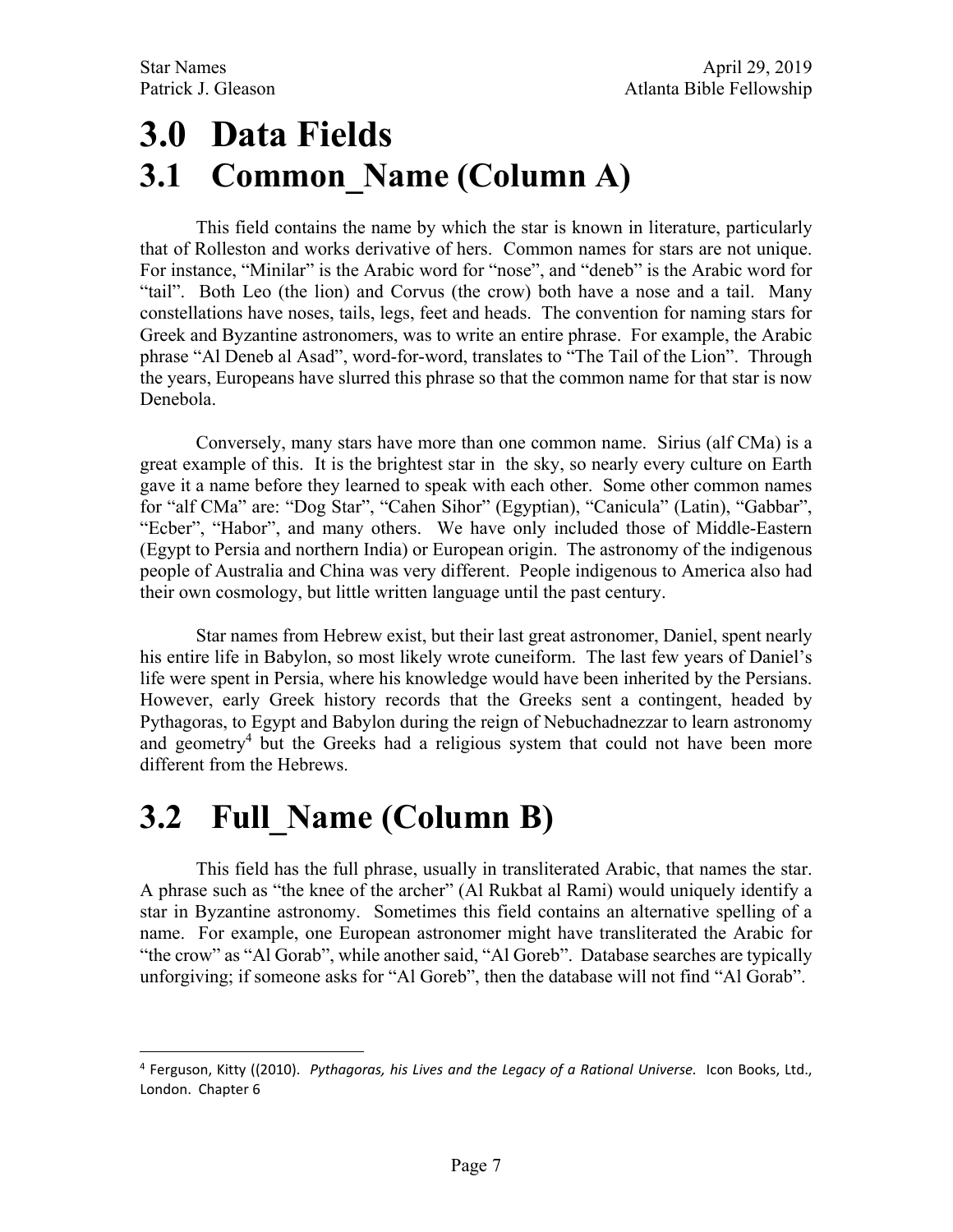# 3.0 Data Fields

# 3.1 Common_Name (Column A)

This field contains the name by which the star is known in literature, particularly that of Rolleston and works derivative of hers. Common names for stars are not unique. For instance, "Minilar" is the Arabic word for "nose", and "deneb" is the Arabic word for "tail". Both Leo (the lion) and Corvus (the crow) both have a nose and a tail. Many constellations have noses, tails, legs, feet and heads. The convention for naming stars for Greek and Byzantine astronomers, was to write an entire phrase. For example, the Arabic phrase "Al Deneb al Asad", word-for-word, translates to "The Tail of the Lion". Through the years, Europeans have slurred this phrase so that the common name for that star is now Denebola.

Conversely, many stars have more than one common name. Sirius (alf CMa) is a great example of this. It is the brightest star in the sky, so nearly every culture on Earth gave it a name before they learned to speak with each other. Some other common names for "alf CMa" are: "Dog Star", "Cahen Sihor" (Egyptian), "Canicula" (Latin), "Gabbar", "Ecber", "Habor", and many others. We have only included those of Middle-Eastern (Egypt to Persia and northern India) or European origin. The astronomy of the indigenous people of Australia and China was very different. People indigenous to America also had their own cosmology, but little written language until the past century.

Star names from Hebrew exist, but their last great astronomer, Daniel, spent nearly his entire life in Babylon, so most likely wrote cuneiform. The last few years of Daniel's life were spent in Persia, where his knowledge would have been inherited by the Persians. However, early Greek history records that the Greeks sent a contingent, headed by Pythagoras, to Egypt and Babylon during the reign of Nebuchadnezzar to learn astronomy and geometry[4] but the Greeks had a religious system that could not have been more different from the Hebrews.

# 3.2 Full_Name (Column B)

This field has the full phrase, usually in transliterated Arabic, that names the star. A phrase such as "the knee of the archer" (Al Rukbat al Rami) would uniquely identify a star in Byzantine astronomy. Sometimes this field contains an alternative spelling of a name. For example, one European astronomer might have transliterated the Arabic for "the crow" as "Al Gorab", while another said, "Al Goreb". Database searches are typically unforgiving; if someone asks for "Al Goreb", then the database will not find "Al Gorab".

---

[4] Ferguson, Kitty ((2010). *Pythagoras, his Lives and the Legacy of a Rational Universe.* Icon Books, Ltd., London. Chapter 6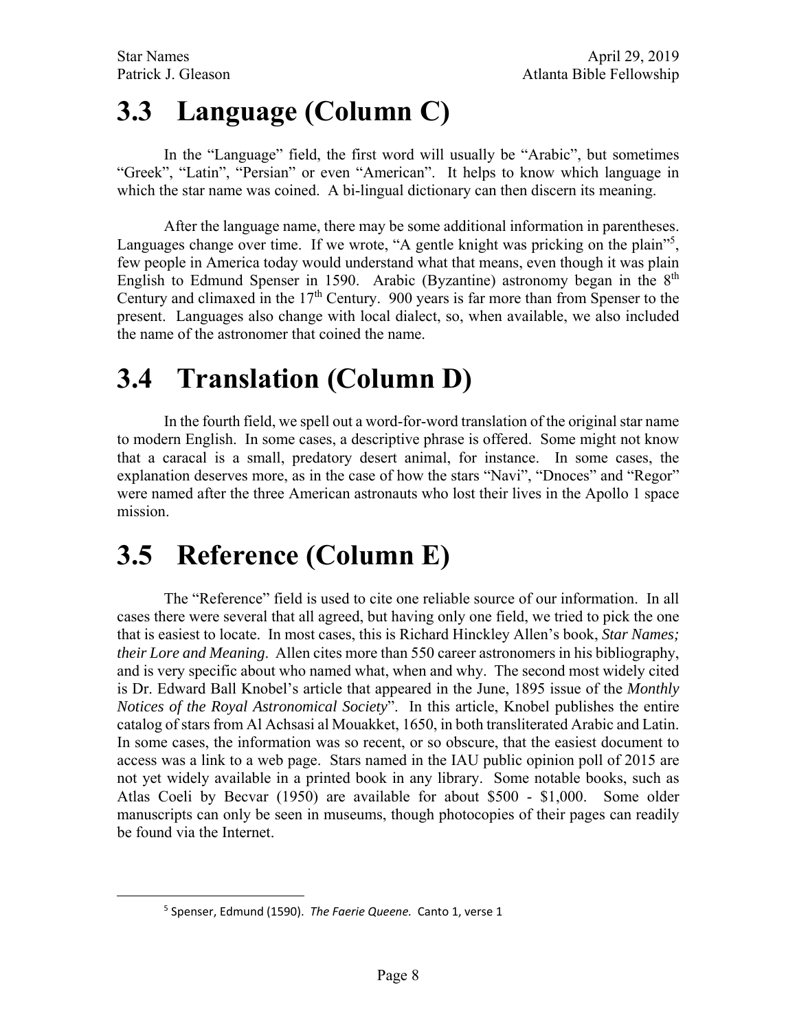# 3.3 Language (Column C)

In the "Language" field, the first word will usually be "Arabic", but sometimes "Greek", "Latin", "Persian" or even "American". It helps to know which language in which the star name was coined. A bi-lingual dictionary can then discern its meaning.

After the language name, there may be some additional information in parentheses. Languages change over time. If we wrote, "A gentle knight was pricking on the plain"[5], few people in America today would understand what that means, even though it was plain English to Edmund Spenser in 1590. Arabic (Byzantine) astronomy began in the 8th Century and climaxed in the 17th Century. 900 years is far more than from Spenser to the present. Languages also change with local dialect, so, when available, we also included the name of the astronomer that coined the name.

# 3.4 Translation (Column D)

In the fourth field, we spell out a word-for-word translation of the original star name to modern English. In some cases, a descriptive phrase is offered. Some might not know that a caracal is a small, predatory desert animal, for instance. In some cases, the explanation deserves more, as in the case of how the stars "Navi", "Dnoces" and "Regor" were named after the three American astronauts who lost their lives in the Apollo 1 space mission.

# 3.5 Reference (Column E)

The "Reference" field is used to cite one reliable source of our information. In all cases there were several that all agreed, but having only one field, we tried to pick the one that is easiest to locate. In most cases, this is Richard Hinckley Allen's book, *Star Names; their Lore and Meaning*. Allen cites more than 550 career astronomers in his bibliography, and is very specific about who named what, when and why. The second most widely cited is Dr. Edward Ball Knobel's article that appeared in the June, 1895 issue of the *Monthly Notices of the Royal Astronomical Society*". In this article, Knobel publishes the entire catalog of stars from Al Achsasi al Mouakket, 1650, in both transliterated Arabic and Latin. In some cases, the information was so recent, or so obscure, that the easiest document to access was a link to a web page. Stars named in the IAU public opinion poll of 2015 are not yet widely available in a printed book in any library. Some notable books, such as Atlas Coeli by Becvar (1950) are available for about $500 - $1,000. Some older manuscripts can only be seen in museums, though photocopies of their pages can readily be found via the Internet.

---

[5] Spenser, Edmund (1590). *The Faerie Queene.* Canto 1, verse 1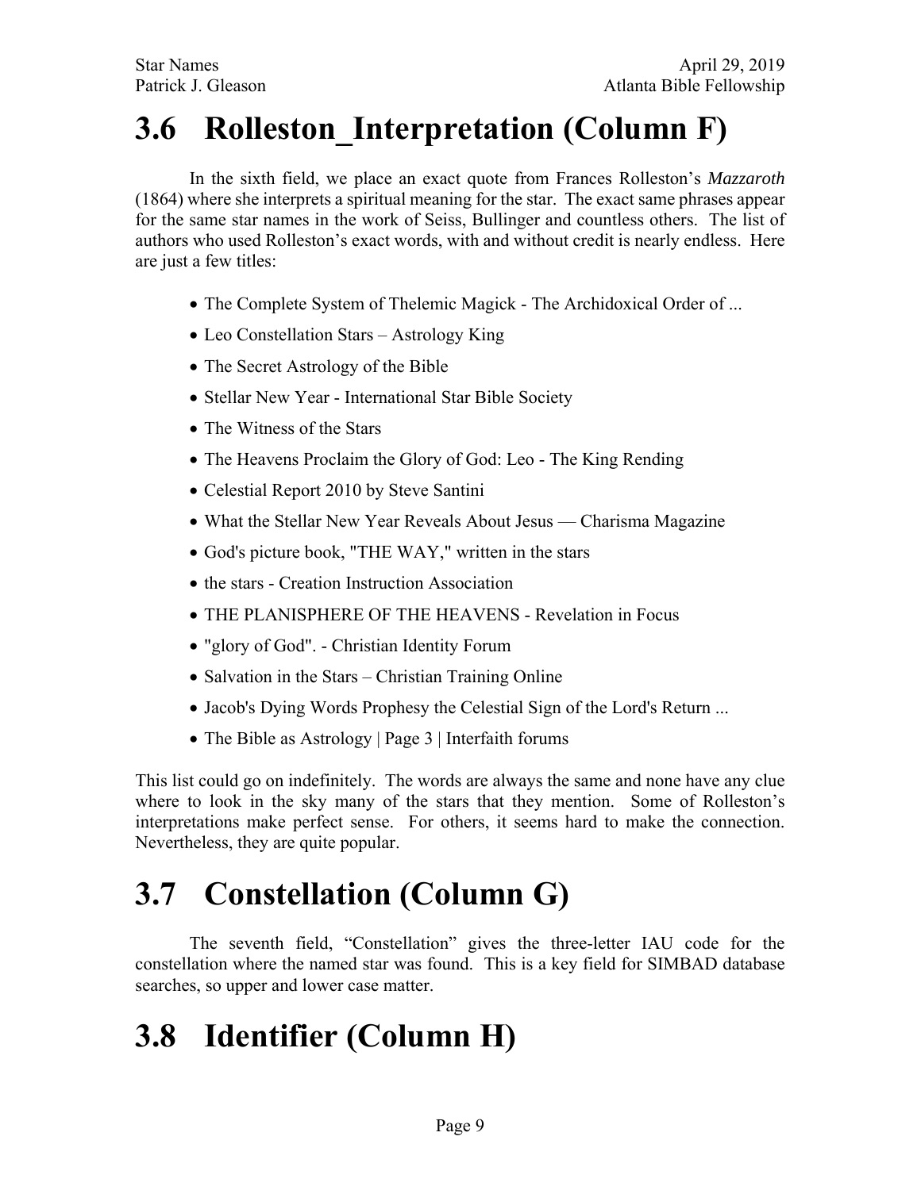## 3.6 Rolleston_Interpretation (Column F)

In the sixth field, we place an exact quote from Frances Rolleston's *Mazzaroth* (1864) where she interprets a spiritual meaning for the star. The exact same phrases appear for the same star names in the work of Seiss, Bullinger and countless others. The list of authors who used Rolleston's exact words, with and without credit is nearly endless. Here are just a few titles:

- The Complete System of Thelemic Magick - The Archidoxical Order of ...
- Leo Constellation Stars – Astrology King
- The Secret Astrology of the Bible
- Stellar New Year - International Star Bible Society
- The Witness of the Stars
- The Heavens Proclaim the Glory of God: Leo - The King Rending
- Celestial Report 2010 by Steve Santini
- What the Stellar New Year Reveals About Jesus — Charisma Magazine
- God's picture book, "THE WAY," written in the stars
- the stars - Creation Instruction Association
- THE PLANISPHERE OF THE HEAVENS - Revelation in Focus
- "glory of God". - Christian Identity Forum
- Salvation in the Stars – Christian Training Online
- Jacob's Dying Words Prophesy the Celestial Sign of the Lord's Return ...
- The Bible as Astrology | Page 3 | Interfaith forums

This list could go on indefinitely. The words are always the same and none have any clue where to look in the sky many of the stars that they mention. Some of Rolleston's interpretations make perfect sense. For others, it seems hard to make the connection. Nevertheless, they are quite popular.

## 3.7 Constellation (Column G)

The seventh field, "Constellation" gives the three-letter IAU code for the constellation where the named star was found. This is a key field for SIMBAD database searches, so upper and lower case matter.

## 3.8 Identifier (Column H)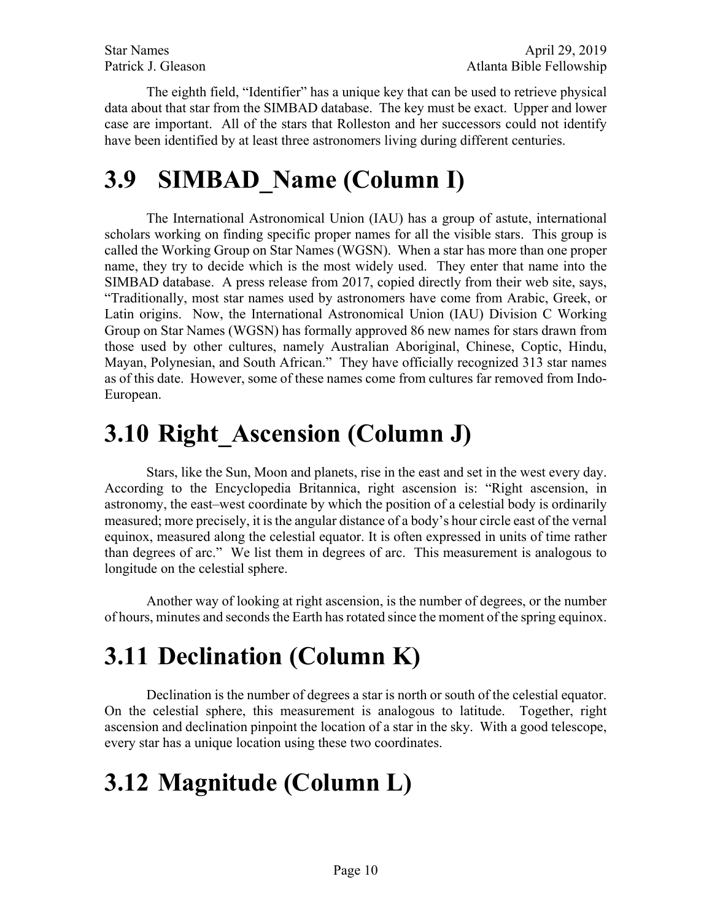The eighth field, "Identifier" has a unique key that can be used to retrieve physical data about that star from the SIMBAD database. The key must be exact. Upper and lower case are important. All of the stars that Rolleston and her successors could not identify have been identified by at least three astronomers living during different centuries.

# 3.9 SIMBAD_Name (Column I)

The International Astronomical Union (IAU) has a group of astute, international scholars working on finding specific proper names for all the visible stars. This group is called the Working Group on Star Names (WGSN). When a star has more than one proper name, they try to decide which is the most widely used. They enter that name into the SIMBAD database. A press release from 2017, copied directly from their web site, says, "Traditionally, most star names used by astronomers have come from Arabic, Greek, or Latin origins. Now, the International Astronomical Union (IAU) Division C Working Group on Star Names (WGSN) has formally approved 86 new names for stars drawn from those used by other cultures, namely Australian Aboriginal, Chinese, Coptic, Hindu, Mayan, Polynesian, and South African." They have officially recognized 313 star names as of this date. However, some of these names come from cultures far removed from Indo-European.

# 3.10 Right_Ascension (Column J)

Stars, like the Sun, Moon and planets, rise in the east and set in the west every day. According to the Encyclopedia Britannica, right ascension is: "Right ascension, in astronomy, the east–west coordinate by which the position of a celestial body is ordinarily measured; more precisely, it is the angular distance of a body's hour circle east of the vernal equinox, measured along the celestial equator. It is often expressed in units of time rather than degrees of arc." We list them in degrees of arc. This measurement is analogous to longitude on the celestial sphere.

Another way of looking at right ascension, is the number of degrees, or the number of hours, minutes and seconds the Earth has rotated since the moment of the spring equinox.

# 3.11 Declination (Column K)

Declination is the number of degrees a star is north or south of the celestial equator. On the celestial sphere, this measurement is analogous to latitude. Together, right ascension and declination pinpoint the location of a star in the sky. With a good telescope, every star has a unique location using these two coordinates.

# 3.12 Magnitude (Column L)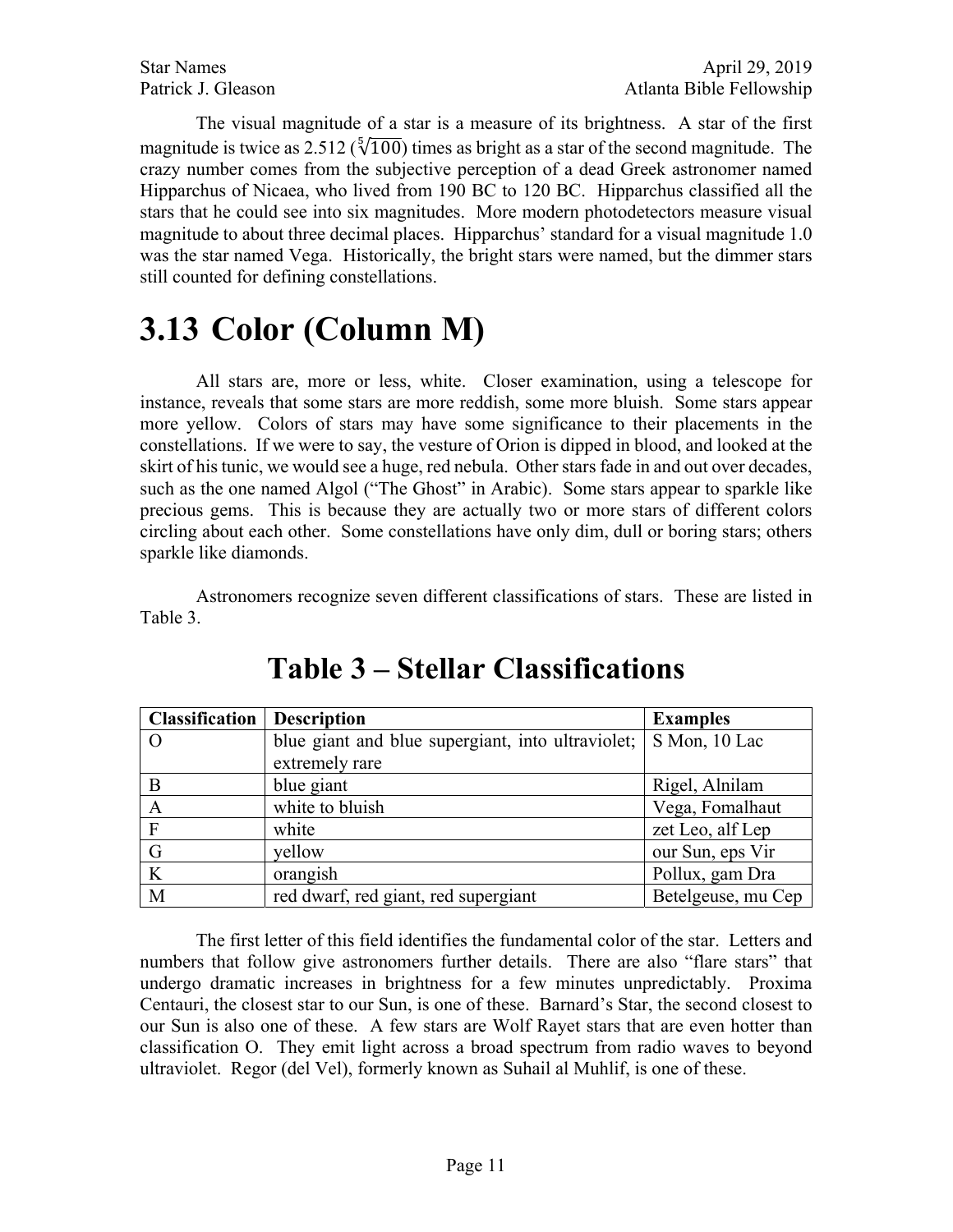The visual magnitude of a star is a measure of its brightness. A star of the first magnitude is twice as 2.512 ($\sqrt[5]{100}$) times as bright as a star of the second magnitude. The crazy number comes from the subjective perception of a dead Greek astronomer named Hipparchus of Nicaea, who lived from 190 BC to 120 BC. Hipparchus classified all the stars that he could see into six magnitudes. More modern photodetectors measure visual magnitude to about three decimal places. Hipparchus' standard for a visual magnitude 1.0 was the star named Vega. Historically, the bright stars were named, but the dimmer stars still counted for defining constellations.

# 3.13 Color (Column M)

All stars are, more or less, white. Closer examination, using a telescope for instance, reveals that some stars are more reddish, some more bluish. Some stars appear more yellow. Colors of stars may have some significance to their placements in the constellations. If we were to say, the vesture of Orion is dipped in blood, and looked at the skirt of his tunic, we would see a huge, red nebula. Other stars fade in and out over decades, such as the one named Algol ("The Ghost" in Arabic). Some stars appear to sparkle like precious gems. This is because they are actually two or more stars of different colors circling about each other. Some constellations have only dim, dull or boring stars; others sparkle like diamonds.

Astronomers recognize seven different classifications of stars. These are listed in Table 3.

## Table 3 – Stellar Classifications

| Classification | Description | Examples |
|---|---|---|
| O | blue giant and blue supergiant, into ultraviolet; extremely rare | S Mon, 10 Lac |
| B | blue giant | Rigel, Alnilam |
| A | white to bluish | Vega, Fomalhaut |
| F | white | zet Leo, alf Lep |
| G | yellow | our Sun, eps Vir |
| K | orangish | Pollux, gam Dra |
| M | red dwarf, red giant, red supergiant | Betelgeuse, mu Cep |

The first letter of this field identifies the fundamental color of the star. Letters and numbers that follow give astronomers further details. There are also "flare stars" that undergo dramatic increases in brightness for a few minutes unpredictably. Proxima Centauri, the closest star to our Sun, is one of these. Barnard's Star, the second closest to our Sun is also one of these. A few stars are Wolf Rayet stars that are even hotter than classification O. They emit light across a broad spectrum from radio waves to beyond ultraviolet. Regor (del Vel), formerly known as Suhail al Muhlif, is one of these.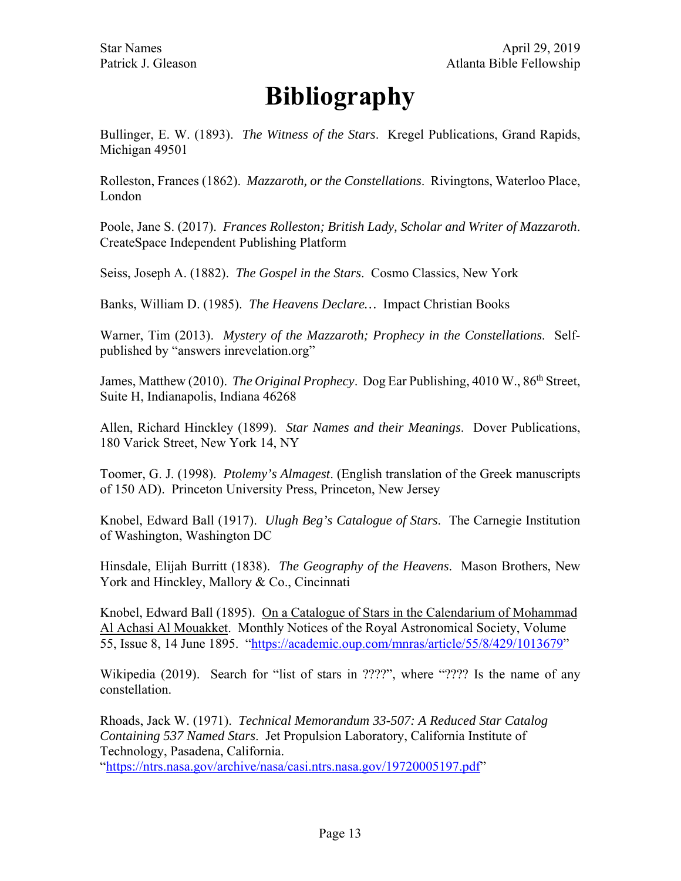# Bibliography

Bullinger, E. W. (1893). *The Witness of the Stars*. Kregel Publications, Grand Rapids, Michigan 49501

Rolleston, Frances (1862). *Mazzaroth, or the Constellations*. Rivingtons, Waterloo Place, London

Poole, Jane S. (2017). *Frances Rolleston; British Lady, Scholar and Writer of Mazzaroth*. CreateSpace Independent Publishing Platform

Seiss, Joseph A. (1882). *The Gospel in the Stars*. Cosmo Classics, New York

Banks, William D. (1985). *The Heavens Declare…* Impact Christian Books

Warner, Tim (2013). *Mystery of the Mazzaroth; Prophecy in the Constellations*. Self-published by "answers inrevelation.org"

James, Matthew (2010). *The Original Prophecy*. Dog Ear Publishing, 4010 W., 86th Street, Suite H, Indianapolis, Indiana 46268

Allen, Richard Hinckley (1899). *Star Names and their Meanings*. Dover Publications, 180 Varick Street, New York 14, NY

Toomer, G. J. (1998). *Ptolemy's Almagest*. (English translation of the Greek manuscripts of 150 AD). Princeton University Press, Princeton, New Jersey

Knobel, Edward Ball (1917). *Ulugh Beg's Catalogue of Stars*. The Carnegie Institution of Washington, Washington DC

Hinsdale, Elijah Burritt (1838). *The Geography of the Heavens*. Mason Brothers, New York and Hinckley, Mallory & Co., Cincinnati

Knobel, Edward Ball (1895). On a Catalogue of Stars in the Calendarium of Mohammad Al Achasi Al Mouakket. Monthly Notices of the Royal Astronomical Society, Volume 55, Issue 8, 14 June 1895. "https://academic.oup.com/mnras/article/55/8/429/1013679"

Wikipedia (2019). Search for "list of stars in ????", where "???? Is the name of any constellation.

Rhoads, Jack W. (1971). *Technical Memorandum 33-507: A Reduced Star Catalog Containing 537 Named Stars*. Jet Propulsion Laboratory, California Institute of Technology, Pasadena, California. "https://ntrs.nasa.gov/archive/nasa/casi.ntrs.nasa.gov/19720005197.pdf"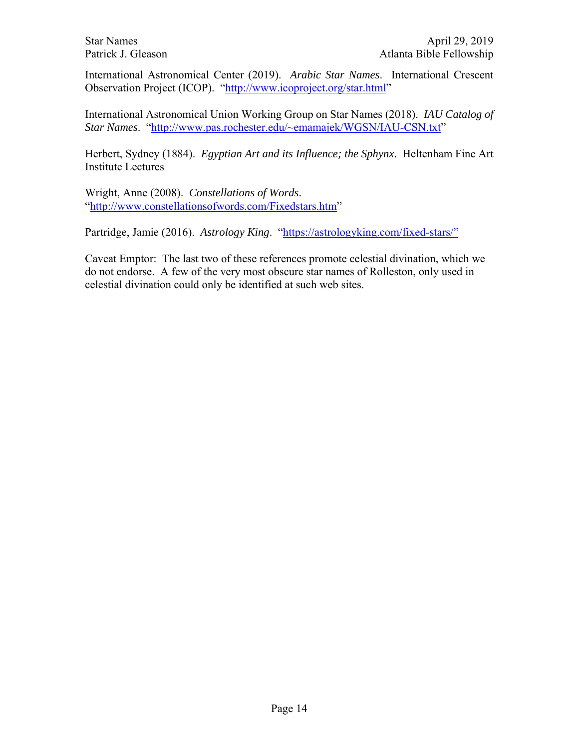International Astronomical Center (2019). *Arabic Star Names*. International Crescent Observation Project (ICOP). "http://www.icoproject.org/star.html"

International Astronomical Union Working Group on Star Names (2018). *IAU Catalog of Star Names*. "http://www.pas.rochester.edu/~emamajek/WGSN/IAU-CSN.txt"

Herbert, Sydney (1884). *Egyptian Art and its Influence; the Sphynx*. Heltenham Fine Art Institute Lectures

Wright, Anne (2008). *Constellations of Words*. "http://www.constellationsofwords.com/Fixedstars.htm"

Partridge, Jamie (2016). *Astrology King*. "https://astrologyking.com/fixed-stars/"

Caveat Emptor: The last two of these references promote celestial divination, which we do not endorse. A few of the very most obscure star names of Rolleston, only used in celestial divination could only be identified at such web sites.